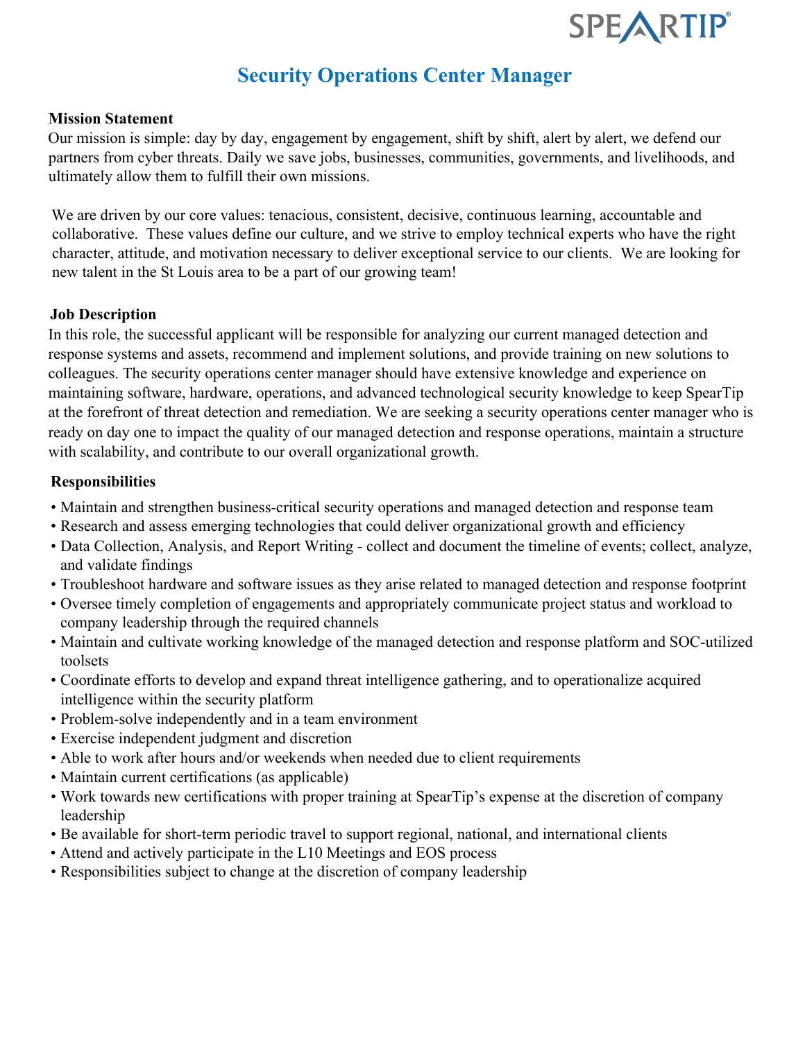SPEARTIP®

# Security Operations Center Manager

**Mission Statement**

Our mission is simple: day by day, engagement by engagement, shift by shift, alert by alert, we defend our partners from cyber threats. Daily we save jobs, businesses, communities, governments, and livelihoods, and ultimately allow them to fulfill their own missions.

We are driven by our core values: tenacious, consistent, decisive, continuous learning, accountable and collaborative. These values define our culture, and we strive to employ technical experts who have the right character, attitude, and motivation necessary to deliver exceptional service to our clients. We are looking for new talent in the St Louis area to be a part of our growing team!

**Job Description**

In this role, the successful applicant will be responsible for analyzing our current managed detection and response systems and assets, recommend and implement solutions, and provide training on new solutions to colleagues. The security operations center manager should have extensive knowledge and experience on maintaining software, hardware, operations, and advanced technological security knowledge to keep SpearTip at the forefront of threat detection and remediation. We are seeking a security operations center manager who is ready on day one to impact the quality of our managed detection and response operations, maintain a structure with scalability, and contribute to our overall organizational growth.

**Responsibilities**

- Maintain and strengthen business-critical security operations and managed detection and response team
- Research and assess emerging technologies that could deliver organizational growth and efficiency
- Data Collection, Analysis, and Report Writing - collect and document the timeline of events; collect, analyze, and validate findings
- Troubleshoot hardware and software issues as they arise related to managed detection and response footprint
- Oversee timely completion of engagements and appropriately communicate project status and workload to company leadership through the required channels
- Maintain and cultivate working knowledge of the managed detection and response platform and SOC-utilized toolsets
- Coordinate efforts to develop and expand threat intelligence gathering, and to operationalize acquired intelligence within the security platform
- Problem-solve independently and in a team environment
- Exercise independent judgment and discretion
- Able to work after hours and/or weekends when needed due to client requirements
- Maintain current certifications (as applicable)
- Work towards new certifications with proper training at SpearTip's expense at the discretion of company leadership
- Be available for short-term periodic travel to support regional, national, and international clients
- Attend and actively participate in the L10 Meetings and EOS process
- Responsibilities subject to change at the discretion of company leadership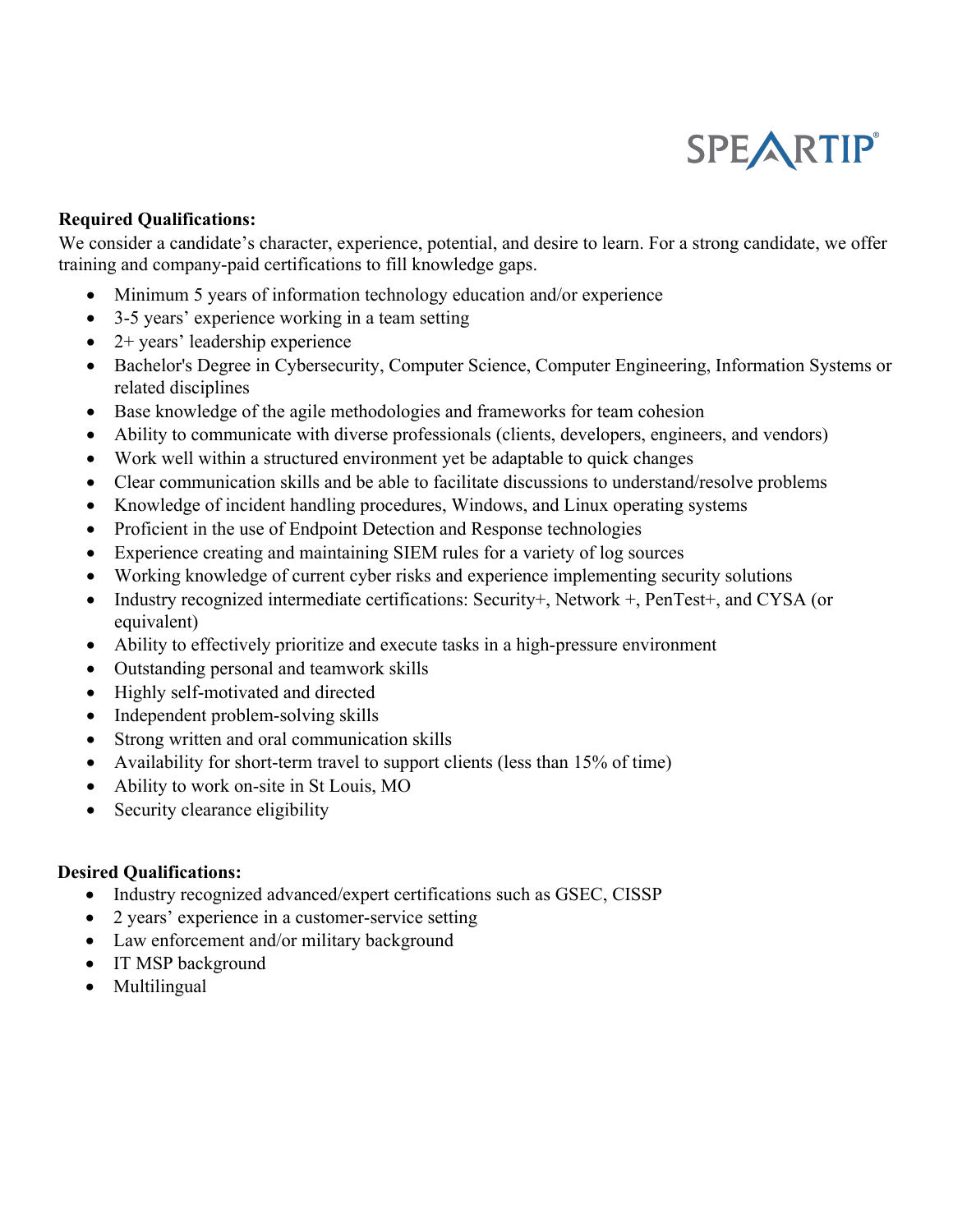**Required Qualifications:**

We consider a candidate's character, experience, potential, and desire to learn. For a strong candidate, we offer training and company-paid certifications to fill knowledge gaps.

- Minimum 5 years of information technology education and/or experience
- 3-5 years' experience working in a team setting
- 2+ years' leadership experience
- Bachelor's Degree in Cybersecurity, Computer Science, Computer Engineering, Information Systems or related disciplines
- Base knowledge of the agile methodologies and frameworks for team cohesion
- Ability to communicate with diverse professionals (clients, developers, engineers, and vendors)
- Work well within a structured environment yet be adaptable to quick changes
- Clear communication skills and be able to facilitate discussions to understand/resolve problems
- Knowledge of incident handling procedures, Windows, and Linux operating systems
- Proficient in the use of Endpoint Detection and Response technologies
- Experience creating and maintaining SIEM rules for a variety of log sources
- Working knowledge of current cyber risks and experience implementing security solutions
- Industry recognized intermediate certifications: Security+, Network +, PenTest+, and CYSA (or equivalent)
- Ability to effectively prioritize and execute tasks in a high-pressure environment
- Outstanding personal and teamwork skills
- Highly self-motivated and directed
- Independent problem-solving skills
- Strong written and oral communication skills
- Availability for short-term travel to support clients (less than 15% of time)
- Ability to work on-site in St Louis, MO
- Security clearance eligibility

**Desired Qualifications:**

- Industry recognized advanced/expert certifications such as GSEC, CISSP
- 2 years' experience in a customer-service setting
- Law enforcement and/or military background
- IT MSP background
- Multilingual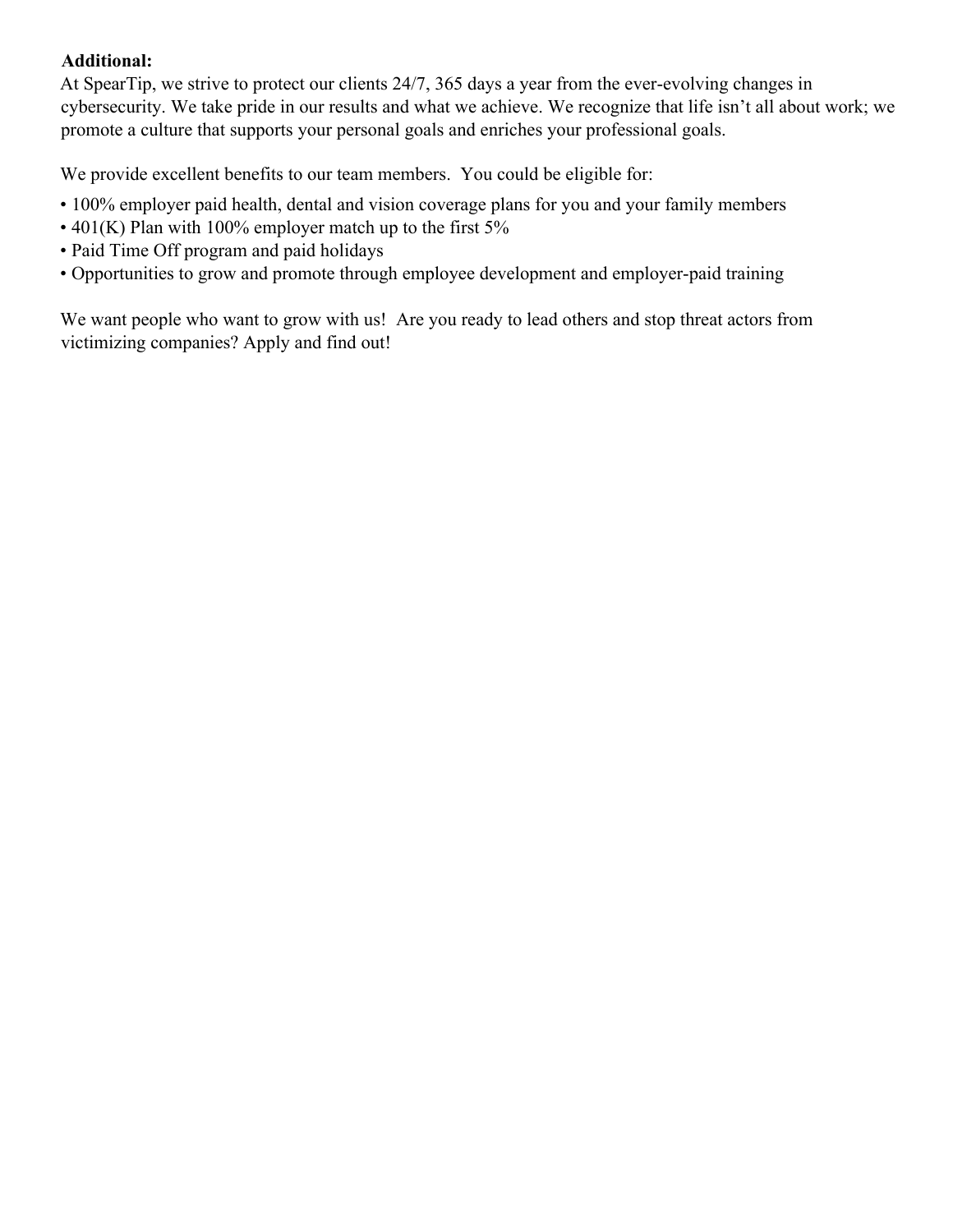**Additional:**

At SpearTip, we strive to protect our clients 24/7, 365 days a year from the ever-evolving changes in cybersecurity. We take pride in our results and what we achieve. We recognize that life isn't all about work; we promote a culture that supports your personal goals and enriches your professional goals.

We provide excellent benefits to our team members. You could be eligible for:

- 100% employer paid health, dental and vision coverage plans for you and your family members
- 401(K) Plan with 100% employer match up to the first 5%
- Paid Time Off program and paid holidays
- Opportunities to grow and promote through employee development and employer-paid training

We want people who want to grow with us! Are you ready to lead others and stop threat actors from victimizing companies? Apply and find out!